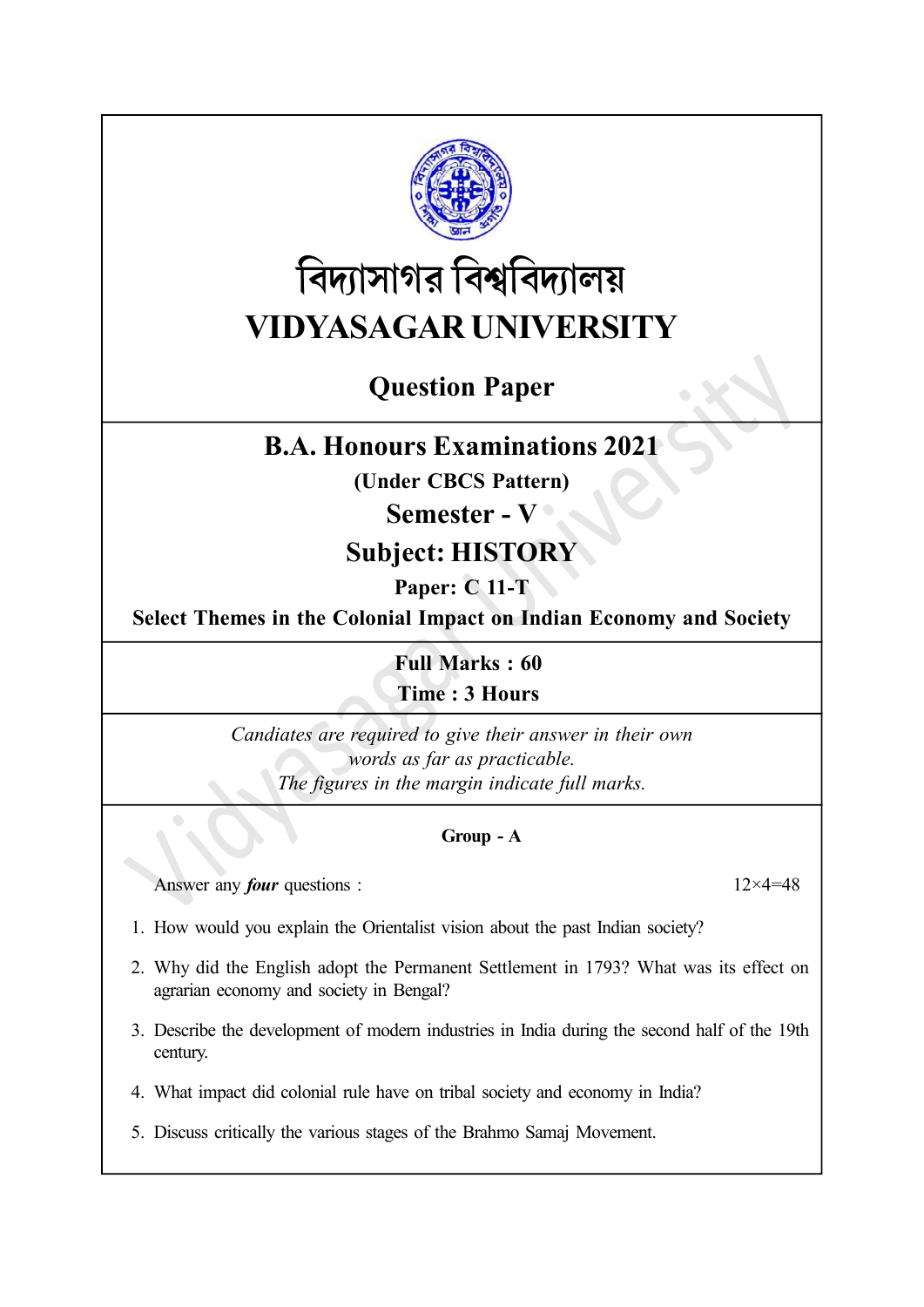# বিদ্যাসাগর বিশ্ববিদ্যালয়

# VIDYASAGAR UNIVERSITY

## Question Paper

## B.A. Honours Examinations 2021

**(Under CBCS Pattern)**

**Semester - V**

**Subject: HISTORY**

**Paper: C 11-T**

**Select Themes in the Colonial Impact on Indian Economy and Society**

**Full Marks : 60**

**Time : 3 Hours**

*Candiates are required to give their answer in their own words as far as practicable.*
*The figures in the margin indicate full marks.*

### Group - A

Answer any ***four*** questions : $12 \times 4 = 48$

1. How would you explain the Orientalist vision about the past Indian society?
2. Why did the English adopt the Permanent Settlement in 1793? What was its effect on agrarian economy and society in Bengal?
3. Describe the development of modern industries in India during the second half of the 19th century.
4. What impact did colonial rule have on tribal society and economy in India?
5. Discuss critically the various stages of the Brahmo Samaj Movement.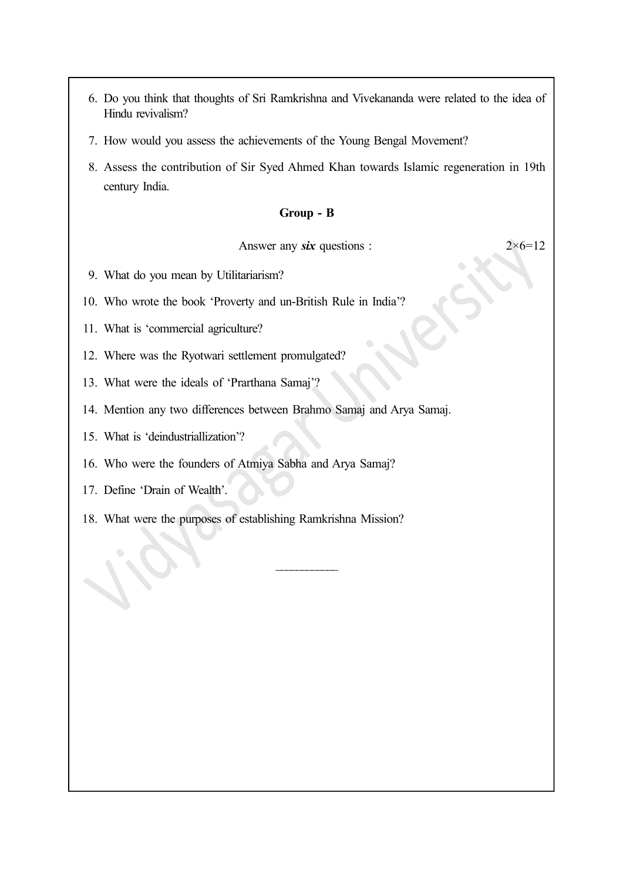6. Do you think that thoughts of Sri Ramkrishna and Vivekananda were related to the idea of Hindu revivalism?

7. How would you assess the achievements of the Young Bengal Movement?

8. Assess the contribution of Sir Syed Ahmed Khan towards Islamic regeneration in 19th century India.

## Group - B

Answer any ***six*** questions : 2×6=12

9. What do you mean by Utilitarianism?

10. Who wrote the book 'Proverty and un-British Rule in India'?

11. What is 'commercial agriculture?

12. Where was the Ryotwari settlement promulgated?

13. What were the ideals of 'Prarthana Samaj'?

14. Mention any two differences between Brahmo Samaj and Arya Samaj.

15. What is 'deindustriallization'?

16. Who were the founders of Atmiya Sabha and Arya Samaj?

17. Define 'Drain of Wealth'.

18. What were the purposes of establishing Ramkrishna Mission?

———————